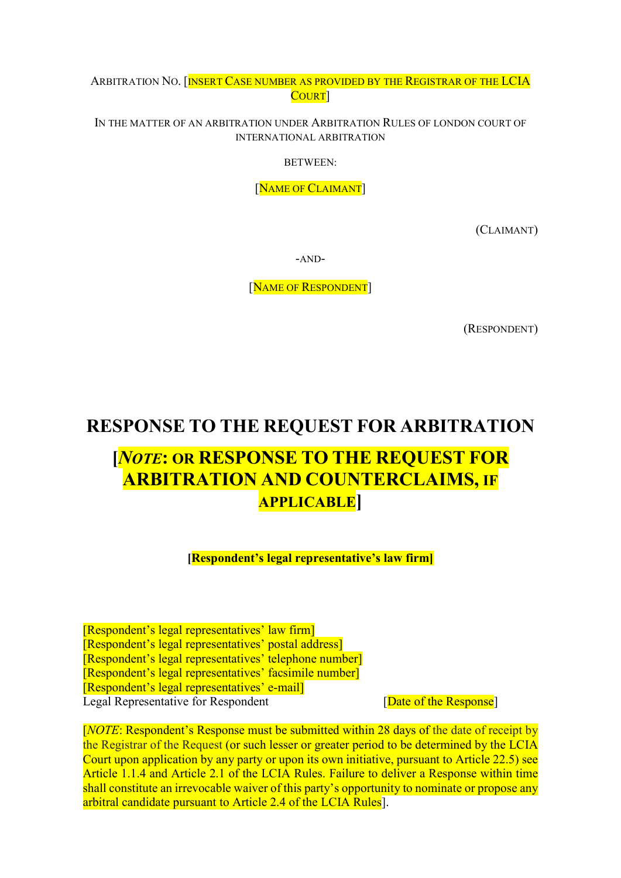ARBITRATION NO. [INSERT CASE NUMBER AS PROVIDED BY THE REGISTRAR OF THE LCIA COURT]

IN THE MATTER OF AN ARBITRATION UNDER ARBITRATION RULES OF LONDON COURT OF INTERNATIONAL ARBITRATION

BETWEEN:

[NAME OF CLAIMANT]

(CLAIMANT)

-AND-

[NAME OF RESPONDENT]

(RESPONDENT)

# RESPONSE TO THE REQUEST FOR ARBITRATION

# [*NOTE*: OR RESPONSE TO THE REQUEST FOR ARBITRATION AND COUNTERCLAIMS, IF APPLICABLE]

**[Respondent's legal representative's law firm]**

[Respondent's legal representatives' law firm]
[Respondent's legal representatives' postal address]
[Respondent's legal representatives' telephone number]
[Respondent's legal representatives' facsimile number]
[Respondent's legal representatives' e-mail]
Legal Representative for Respondent [Date of the Response]

[*NOTE*: Respondent's Response must be submitted within 28 days of the date of receipt by the Registrar of the Request (or such lesser or greater period to be determined by the LCIA Court upon application by any party or upon its own initiative, pursuant to Article 22.5) see Article 1.1.4 and Article 2.1 of the LCIA Rules. Failure to deliver a Response within time shall constitute an irrevocable waiver of this party's opportunity to nominate or propose any arbitral candidate pursuant to Article 2.4 of the LCIA Rules].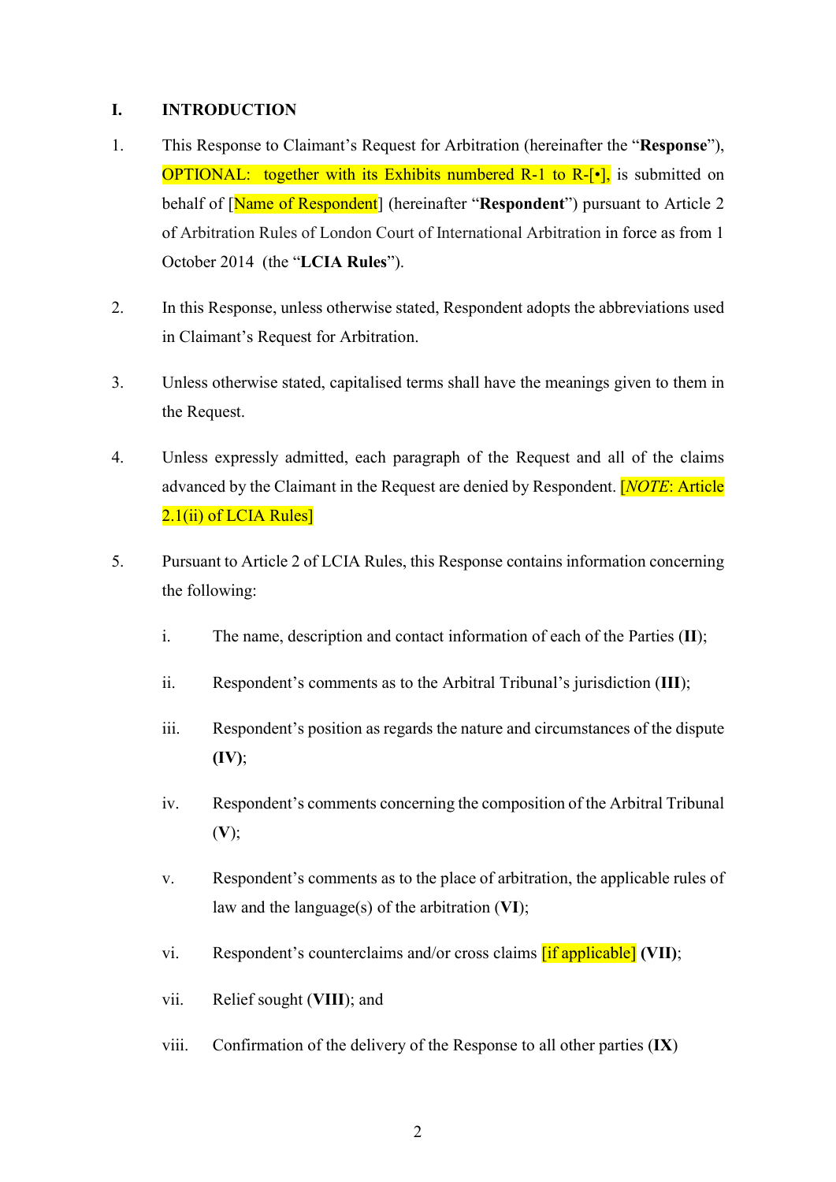## I. INTRODUCTION

1. This Response to Claimant's Request for Arbitration (hereinafter the "**Response**"), OPTIONAL: together with its Exhibits numbered R-1 to R-[•], is submitted on behalf of [Name of Respondent] (hereinafter "**Respondent**") pursuant to Article 2 of Arbitration Rules of London Court of International Arbitration in force as from 1 October 2014 (the "**LCIA Rules**").

2. In this Response, unless otherwise stated, Respondent adopts the abbreviations used in Claimant's Request for Arbitration.

3. Unless otherwise stated, capitalised terms shall have the meanings given to them in the Request.

4. Unless expressly admitted, each paragraph of the Request and all of the claims advanced by the Claimant in the Request are denied by Respondent. [*NOTE*: Article 2.1(ii) of LCIA Rules]

5. Pursuant to Article 2 of LCIA Rules, this Response contains information concerning the following:

    i. The name, description and contact information of each of the Parties (**II**);

    ii. Respondent's comments as to the Arbitral Tribunal's jurisdiction (**III**);

    iii. Respondent's position as regards the nature and circumstances of the dispute **(IV)**;

    iv. Respondent's comments concerning the composition of the Arbitral Tribunal (**V**);

    v. Respondent's comments as to the place of arbitration, the applicable rules of law and the language(s) of the arbitration (**VI**);

    vi. Respondent's counterclaims and/or cross claims [if applicable] **(VII)**;

    vii. Relief sought (**VIII**); and

    viii. Confirmation of the delivery of the Response to all other parties (**IX**)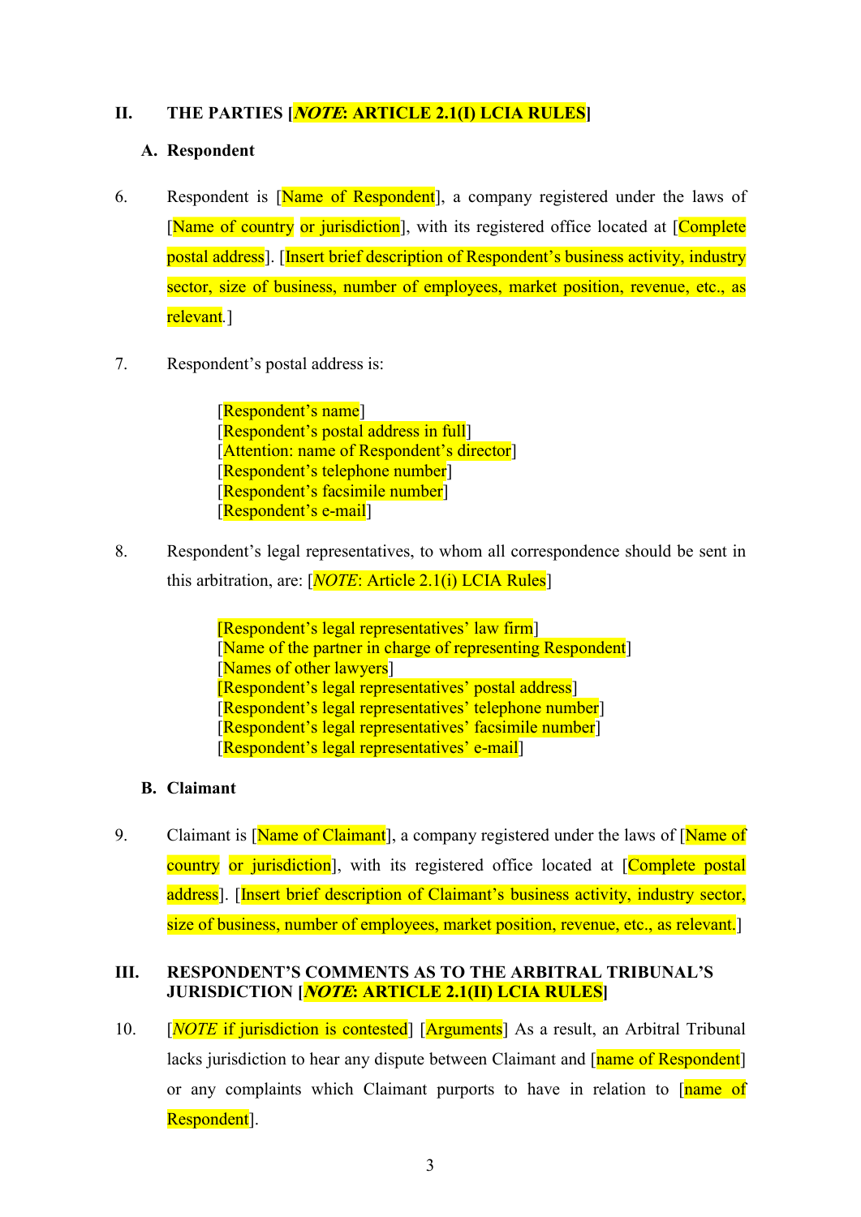## II. THE PARTIES [*NOTE*: ARTICLE 2.1(I) LCIA RULES]

### A. Respondent

6. Respondent is [Name of Respondent], a company registered under the laws of [Name of country or jurisdiction], with its registered office located at [Complete postal address]. [Insert brief description of Respondent's business activity, industry sector, size of business, number of employees, market position, revenue, etc., as relevant.]

7. Respondent's postal address is:

   [Respondent's name]
   [Respondent's postal address in full]
   [Attention: name of Respondent's director]
   [Respondent's telephone number]
   [Respondent's facsimile number]
   [Respondent's e-mail]

8. Respondent's legal representatives, to whom all correspondence should be sent in this arbitration, are: [*NOTE*: Article 2.1(i) LCIA Rules]

   [Respondent's legal representatives' law firm]
   [Name of the partner in charge of representing Respondent]
   [Names of other lawyers]
   [Respondent's legal representatives' postal address]
   [Respondent's legal representatives' telephone number]
   [Respondent's legal representatives' facsimile number]
   [Respondent's legal representatives' e-mail]

### B. Claimant

9. Claimant is [Name of Claimant], a company registered under the laws of [Name of country or jurisdiction], with its registered office located at [Complete postal address]. [Insert brief description of Claimant's business activity, industry sector, size of business, number of employees, market position, revenue, etc., as relevant.]

## III. RESPONDENT'S COMMENTS AS TO THE ARBITRAL TRIBUNAL'S JURISDICTION [*NOTE*: ARTICLE 2.1(II) LCIA RULES]

10. [*NOTE* if jurisdiction is contested] [Arguments] As a result, an Arbitral Tribunal lacks jurisdiction to hear any dispute between Claimant and [name of Respondent] or any complaints which Claimant purports to have in relation to [name of Respondent].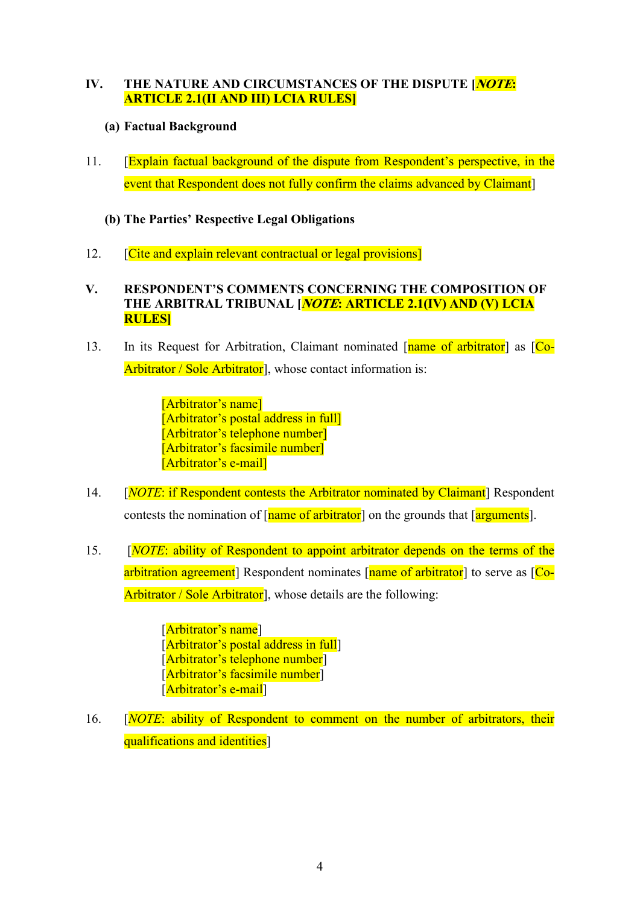## IV. THE NATURE AND CIRCUMSTANCES OF THE DISPUTE [*NOTE*: ARTICLE 2.1(II AND III) LCIA RULES]

### (a) Factual Background

11. [Explain factual background of the dispute from Respondent's perspective, in the event that Respondent does not fully confirm the claims advanced by Claimant]

### (b) The Parties' Respective Legal Obligations

12. [Cite and explain relevant contractual or legal provisions]

## V. RESPONDENT'S COMMENTS CONCERNING THE COMPOSITION OF THE ARBITRAL TRIBUNAL [*NOTE*: ARTICLE 2.1(IV) AND (V) LCIA RULES]

13. In its Request for Arbitration, Claimant nominated [name of arbitrator] as [Co-Arbitrator / Sole Arbitrator], whose contact information is:

    [Arbitrator's name]
    [Arbitrator's postal address in full]
    [Arbitrator's telephone number]
    [Arbitrator's facsimile number]
    [Arbitrator's e-mail]

14. [*NOTE*: if Respondent contests the Arbitrator nominated by Claimant] Respondent contests the nomination of [name of arbitrator] on the grounds that [arguments].

15. [*NOTE*: ability of Respondent to appoint arbitrator depends on the terms of the arbitration agreement] Respondent nominates [name of arbitrator] to serve as [Co-Arbitrator / Sole Arbitrator], whose details are the following:

    [Arbitrator's name]
    [Arbitrator's postal address in full]
    [Arbitrator's telephone number]
    [Arbitrator's facsimile number]
    [Arbitrator's e-mail]

16. [*NOTE*: ability of Respondent to comment on the number of arbitrators, their qualifications and identities]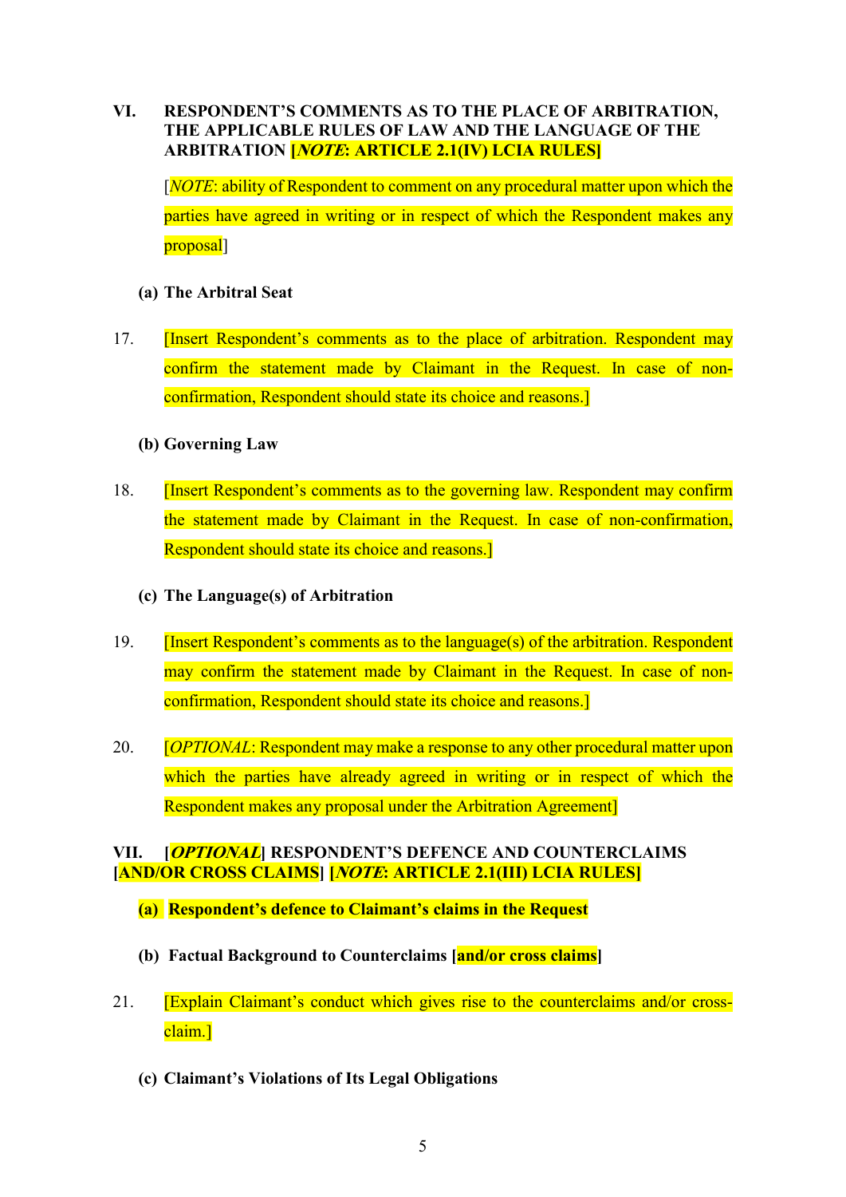## VI. RESPONDENT'S COMMENTS AS TO THE PLACE OF ARBITRATION, THE APPLICABLE RULES OF LAW AND THE LANGUAGE OF THE ARBITRATION [*NOTE*: ARTICLE 2.1(IV) LCIA RULES]

[*NOTE*: ability of Respondent to comment on any procedural matter upon which the parties have agreed in writing or in respect of which the Respondent makes any proposal]

### (a) The Arbitral Seat

17. [Insert Respondent's comments as to the place of arbitration. Respondent may confirm the statement made by Claimant in the Request. In case of non-confirmation, Respondent should state its choice and reasons.]

### (b) Governing Law

18. [Insert Respondent's comments as to the governing law. Respondent may confirm the statement made by Claimant in the Request. In case of non-confirmation, Respondent should state its choice and reasons.]

### (c) The Language(s) of Arbitration

19. [Insert Respondent's comments as to the language(s) of the arbitration. Respondent may confirm the statement made by Claimant in the Request. In case of non-confirmation, Respondent should state its choice and reasons.]

20. [*OPTIONAL*: Respondent may make a response to any other procedural matter upon which the parties have already agreed in writing or in respect of which the Respondent makes any proposal under the Arbitration Agreement]

## VII. [*OPTIONAL*] RESPONDENT'S DEFENCE AND COUNTERCLAIMS [AND/OR CROSS CLAIMS] [*NOTE*: ARTICLE 2.1(III) LCIA RULES]

### (a) Respondent's defence to Claimant's claims in the Request

### (b) Factual Background to Counterclaims [and/or cross claims]

21. [Explain Claimant's conduct which gives rise to the counterclaims and/or cross-claim.]

### (c) Claimant's Violations of Its Legal Obligations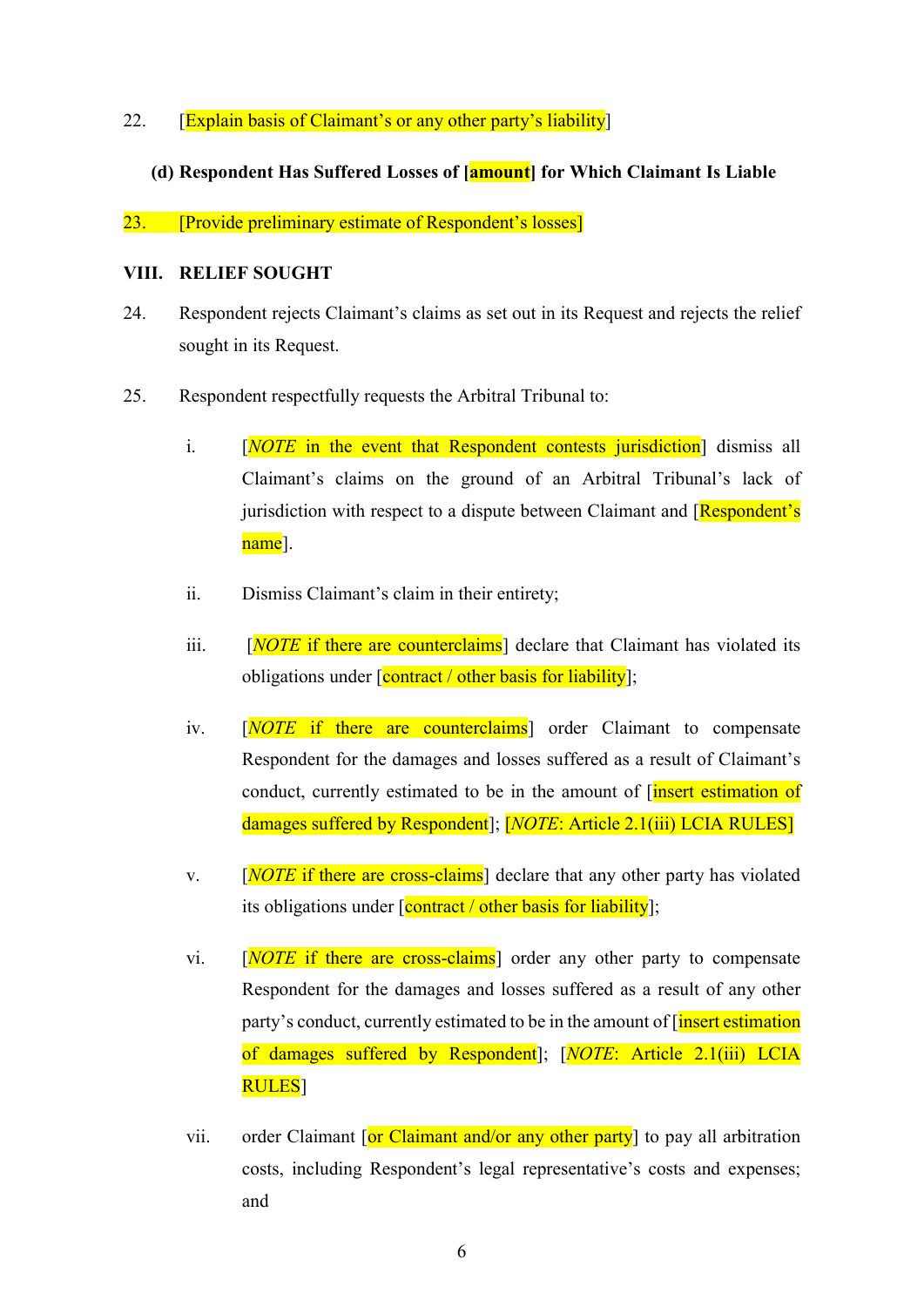22. [Explain basis of Claimant's or any other party's liability]

**(d) Respondent Has Suffered Losses of [amount] for Which Claimant Is Liable**

23. [Provide preliminary estimate of Respondent's losses]

## VIII. RELIEF SOUGHT

24. Respondent rejects Claimant's claims as set out in its Request and rejects the relief sought in its Request.

25. Respondent respectfully requests the Arbitral Tribunal to:

    i. [*NOTE* in the event that Respondent contests jurisdiction] dismiss all Claimant's claims on the ground of an Arbitral Tribunal's lack of jurisdiction with respect to a dispute between Claimant and [Respondent's name].

    ii. Dismiss Claimant's claim in their entirety;

    iii. [*NOTE* if there are counterclaims] declare that Claimant has violated its obligations under [contract / other basis for liability];

    iv. [*NOTE* if there are counterclaims] order Claimant to compensate Respondent for the damages and losses suffered as a result of Claimant's conduct, currently estimated to be in the amount of [insert estimation of damages suffered by Respondent]; [*NOTE*: Article 2.1(iii) LCIA RULES]

    v. [*NOTE* if there are cross-claims] declare that any other party has violated its obligations under [contract / other basis for liability];

    vi. [*NOTE* if there are cross-claims] order any other party to compensate Respondent for the damages and losses suffered as a result of any other party's conduct, currently estimated to be in the amount of [insert estimation of damages suffered by Respondent]; [*NOTE*: Article 2.1(iii) LCIA RULES]

    vii. order Claimant [or Claimant and/or any other party] to pay all arbitration costs, including Respondent's legal representative's costs and expenses; and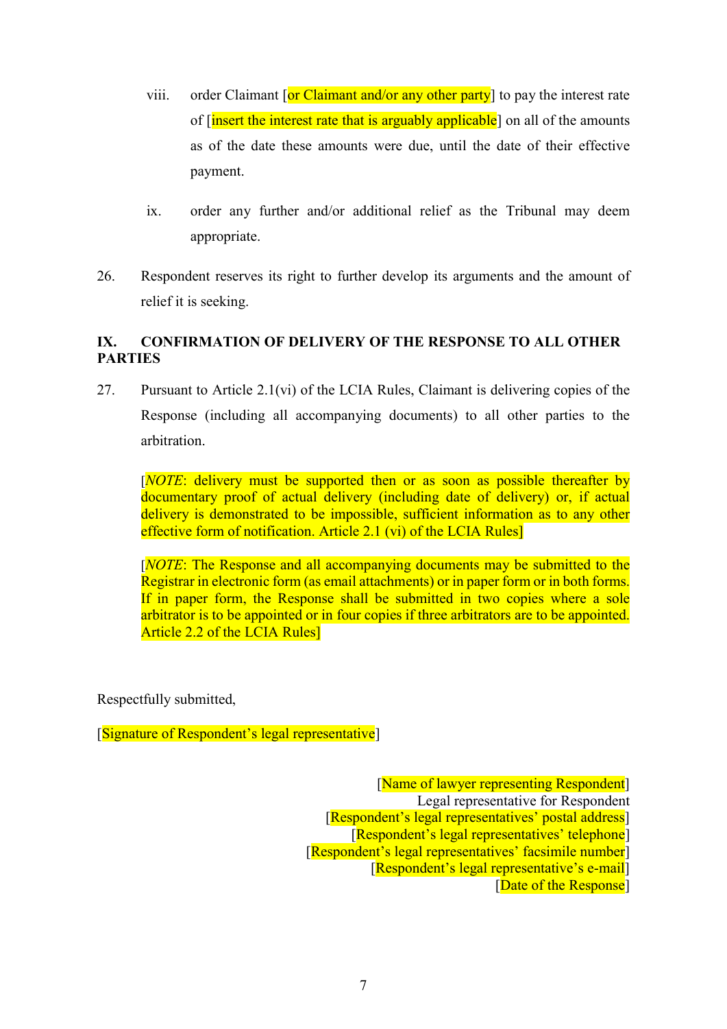viii. order Claimant [or Claimant and/or any other party] to pay the interest rate of [insert the interest rate that is arguably applicable] on all of the amounts as of the date these amounts were due, until the date of their effective payment.

ix. order any further and/or additional relief as the Tribunal may deem appropriate.

26. Respondent reserves its right to further develop its arguments and the amount of relief it is seeking.

## IX. CONFIRMATION OF DELIVERY OF THE RESPONSE TO ALL OTHER PARTIES

27. Pursuant to Article 2.1(vi) of the LCIA Rules, Claimant is delivering copies of the Response (including all accompanying documents) to all other parties to the arbitration.

[*NOTE*: delivery must be supported then or as soon as possible thereafter by documentary proof of actual delivery (including date of delivery) or, if actual delivery is demonstrated to be impossible, sufficient information as to any other effective form of notification. Article 2.1 (vi) of the LCIA Rules]

[*NOTE*: The Response and all accompanying documents may be submitted to the Registrar in electronic form (as email attachments) or in paper form or in both forms. If in paper form, the Response shall be submitted in two copies where a sole arbitrator is to be appointed or in four copies if three arbitrators are to be appointed. Article 2.2 of the LCIA Rules]

Respectfully submitted,

[Signature of Respondent's legal representative]

[Name of lawyer representing Respondent]
Legal representative for Respondent
[Respondent's legal representatives' postal address]
[Respondent's legal representatives' telephone]
[Respondent's legal representatives' facsimile number]
[Respondent's legal representative's e-mail]
[Date of the Response]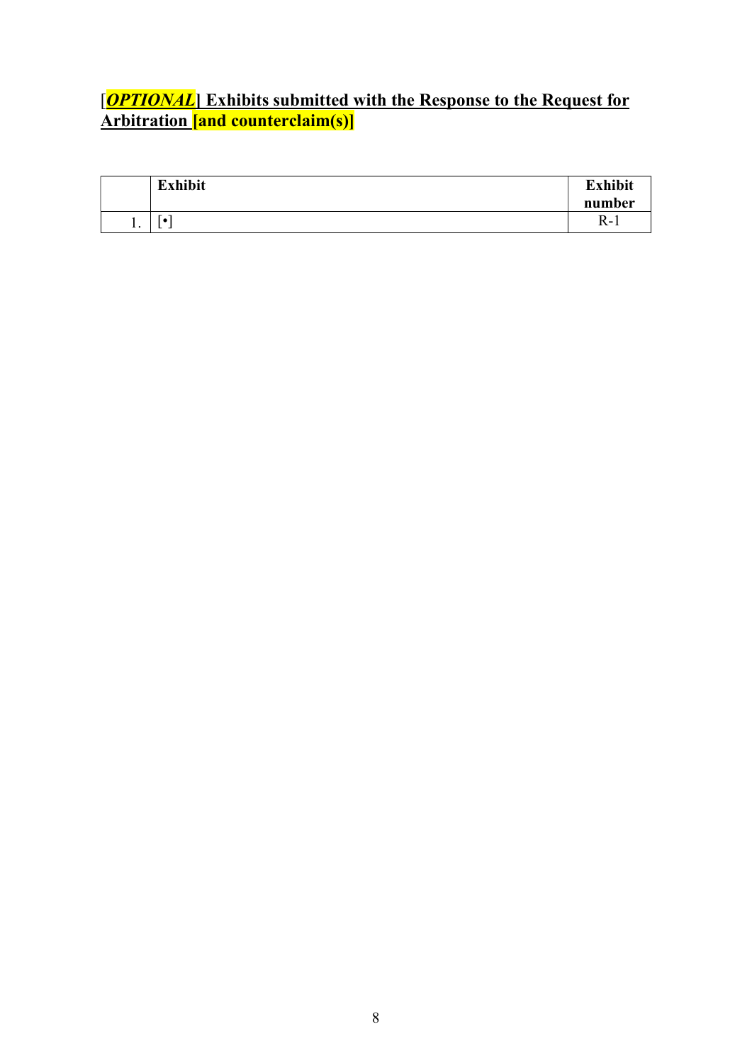## [***OPTIONAL***] Exhibits submitted with the Response to the Request for Arbitration [and counterclaim(s)]

| | Exhibit | Exhibit number |
|---|---|---|
| 1. | [•] | R-1 |